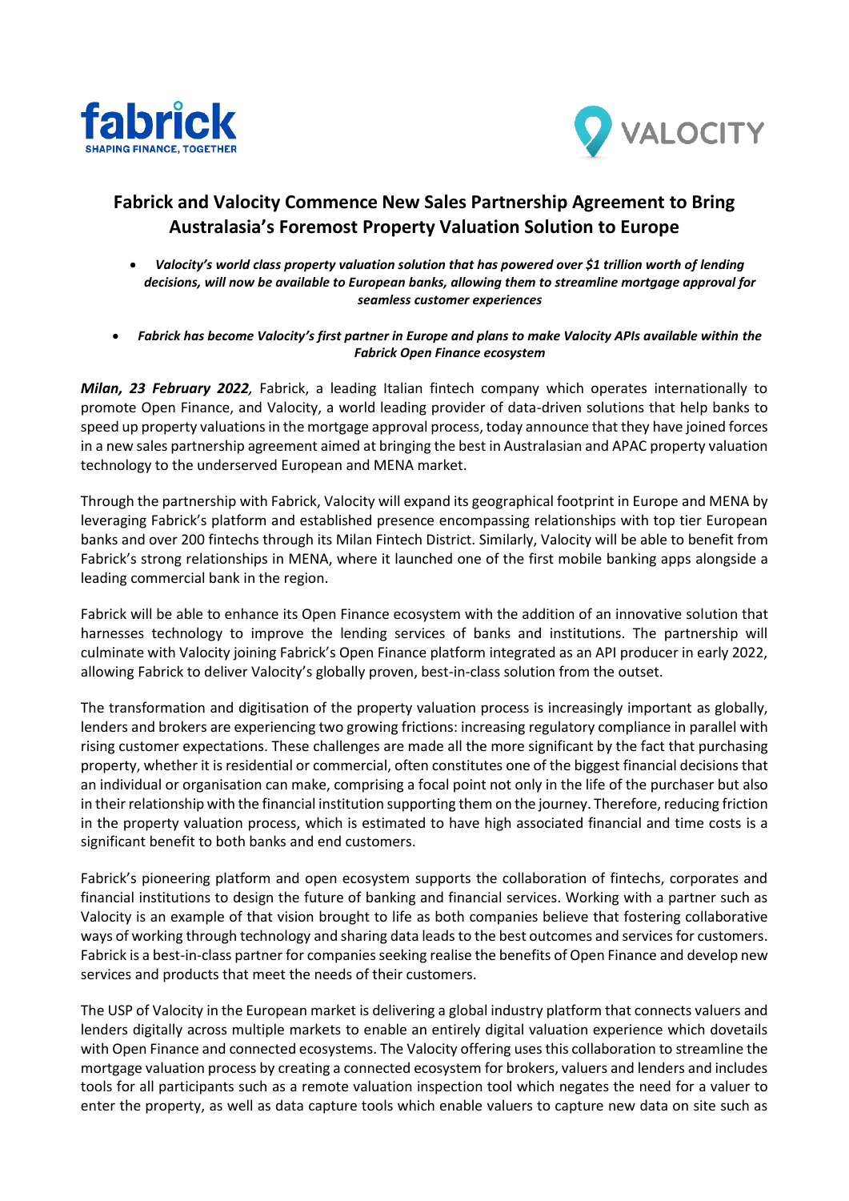# Fabrick and Valocity Commence New Sales Partnership Agreement to Bring Australasia's Foremost Property Valuation Solution to Europe

- ***Valocity's world class property valuation solution that has powered over $1 trillion worth of lending decisions, will now be available to European banks, allowing them to streamline mortgage approval for seamless customer experiences***
- ***Fabrick has become Valocity's first partner in Europe and plans to make Valocity APIs available within the Fabrick Open Finance ecosystem***

***Milan, 23 February 2022****,* Fabrick, a leading Italian fintech company which operates internationally to promote Open Finance, and Valocity, a world leading provider of data-driven solutions that help banks to speed up property valuations in the mortgage approval process, today announce that they have joined forces in a new sales partnership agreement aimed at bringing the best in Australasian and APAC property valuation technology to the underserved European and MENA market.

Through the partnership with Fabrick, Valocity will expand its geographical footprint in Europe and MENA by leveraging Fabrick's platform and established presence encompassing relationships with top tier European banks and over 200 fintechs through its Milan Fintech District. Similarly, Valocity will be able to benefit from Fabrick's strong relationships in MENA, where it launched one of the first mobile banking apps alongside a leading commercial bank in the region.

Fabrick will be able to enhance its Open Finance ecosystem with the addition of an innovative solution that harnesses technology to improve the lending services of banks and institutions. The partnership will culminate with Valocity joining Fabrick's Open Finance platform integrated as an API producer in early 2022, allowing Fabrick to deliver Valocity's globally proven, best-in-class solution from the outset.

The transformation and digitisation of the property valuation process is increasingly important as globally, lenders and brokers are experiencing two growing frictions: increasing regulatory compliance in parallel with rising customer expectations. These challenges are made all the more significant by the fact that purchasing property, whether it is residential or commercial, often constitutes one of the biggest financial decisions that an individual or organisation can make, comprising a focal point not only in the life of the purchaser but also in their relationship with the financial institution supporting them on the journey. Therefore, reducing friction in the property valuation process, which is estimated to have high associated financial and time costs is a significant benefit to both banks and end customers.

Fabrick's pioneering platform and open ecosystem supports the collaboration of fintechs, corporates and financial institutions to design the future of banking and financial services. Working with a partner such as Valocity is an example of that vision brought to life as both companies believe that fostering collaborative ways of working through technology and sharing data leads to the best outcomes and services for customers. Fabrick is a best-in-class partner for companies seeking realise the benefits of Open Finance and develop new services and products that meet the needs of their customers.

The USP of Valocity in the European market is delivering a global industry platform that connects valuers and lenders digitally across multiple markets to enable an entirely digital valuation experience which dovetails with Open Finance and connected ecosystems. The Valocity offering uses this collaboration to streamline the mortgage valuation process by creating a connected ecosystem for brokers, valuers and lenders and includes tools for all participants such as a remote valuation inspection tool which negates the need for a valuer to enter the property, as well as data capture tools which enable valuers to capture new data on site such as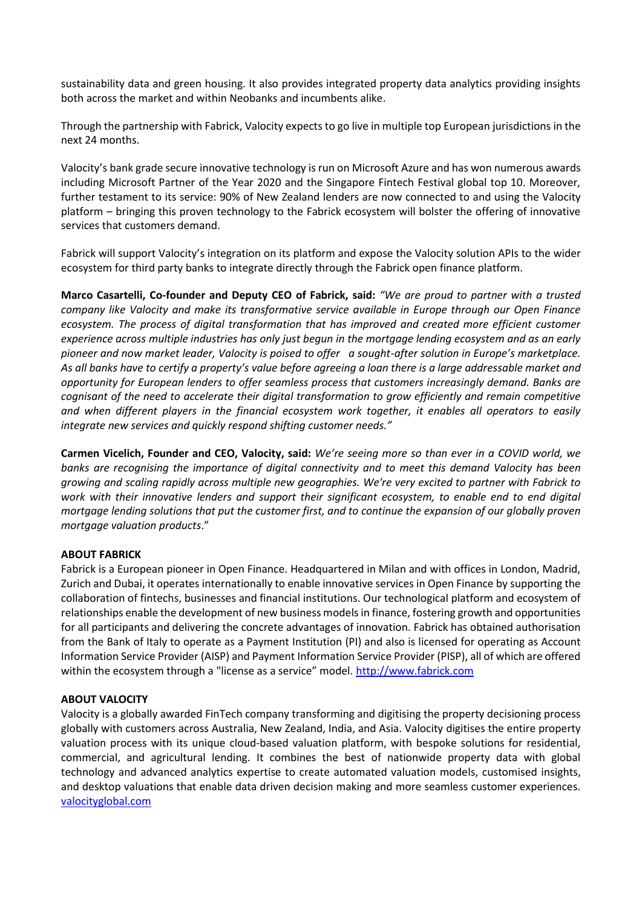sustainability data and green housing. It also provides integrated property data analytics providing insights both across the market and within Neobanks and incumbents alike.

Through the partnership with Fabrick, Valocity expects to go live in multiple top European jurisdictions in the next 24 months.

Valocity's bank grade secure innovative technology is run on Microsoft Azure and has won numerous awards including Microsoft Partner of the Year 2020 and the Singapore Fintech Festival global top 10. Moreover, further testament to its service: 90% of New Zealand lenders are now connected to and using the Valocity platform – bringing this proven technology to the Fabrick ecosystem will bolster the offering of innovative services that customers demand.

Fabrick will support Valocity's integration on its platform and expose the Valocity solution APIs to the wider ecosystem for third party banks to integrate directly through the Fabrick open finance platform.

**Marco Casartelli, Co-founder and Deputy CEO of Fabrick, said:** *"We are proud to partner with a trusted company like Valocity and make its transformative service available in Europe through our Open Finance ecosystem. The process of digital transformation that has improved and created more efficient customer experience across multiple industries has only just begun in the mortgage lending ecosystem and as an early pioneer and now market leader, Valocity is poised to offer a sought-after solution in Europe's marketplace. As all banks have to certify a property's value before agreeing a loan there is a large addressable market and opportunity for European lenders to offer seamless process that customers increasingly demand. Banks are cognisant of the need to accelerate their digital transformation to grow efficiently and remain competitive and when different players in the financial ecosystem work together, it enables all operators to easily integrate new services and quickly respond shifting customer needs."*

**Carmen Vicelich, Founder and CEO, Valocity, said:** *We're seeing more so than ever in a COVID world, we banks are recognising the importance of digital connectivity and to meet this demand Valocity has been growing and scaling rapidly across multiple new geographies. We're very excited to partner with Fabrick to work with their innovative lenders and support their significant ecosystem, to enable end to end digital mortgage lending solutions that put the customer first, and to continue the expansion of our globally proven mortgage valuation products*."

**ABOUT FABRICK**

Fabrick is a European pioneer in Open Finance. Headquartered in Milan and with offices in London, Madrid, Zurich and Dubai, it operates internationally to enable innovative services in Open Finance by supporting the collaboration of fintechs, businesses and financial institutions. Our technological platform and ecosystem of relationships enable the development of new business models in finance, fostering growth and opportunities for all participants and delivering the concrete advantages of innovation. Fabrick has obtained authorisation from the Bank of Italy to operate as a Payment Institution (PI) and also is licensed for operating as Account Information Service Provider (AISP) and Payment Information Service Provider (PISP), all of which are offered within the ecosystem through a "license as a service" model. [http://www.fabrick.com](http://www.fabrick.com)

**ABOUT VALOCITY**

Valocity is a globally awarded FinTech company transforming and digitising the property decisioning process globally with customers across Australia, New Zealand, India, and Asia. Valocity digitises the entire property valuation process with its unique cloud-based valuation platform, with bespoke solutions for residential, commercial, and agricultural lending. It combines the best of nationwide property data with global technology and advanced analytics expertise to create automated valuation models, customised insights, and desktop valuations that enable data driven decision making and more seamless customer experiences. [valocityglobal.com](valocityglobal.com)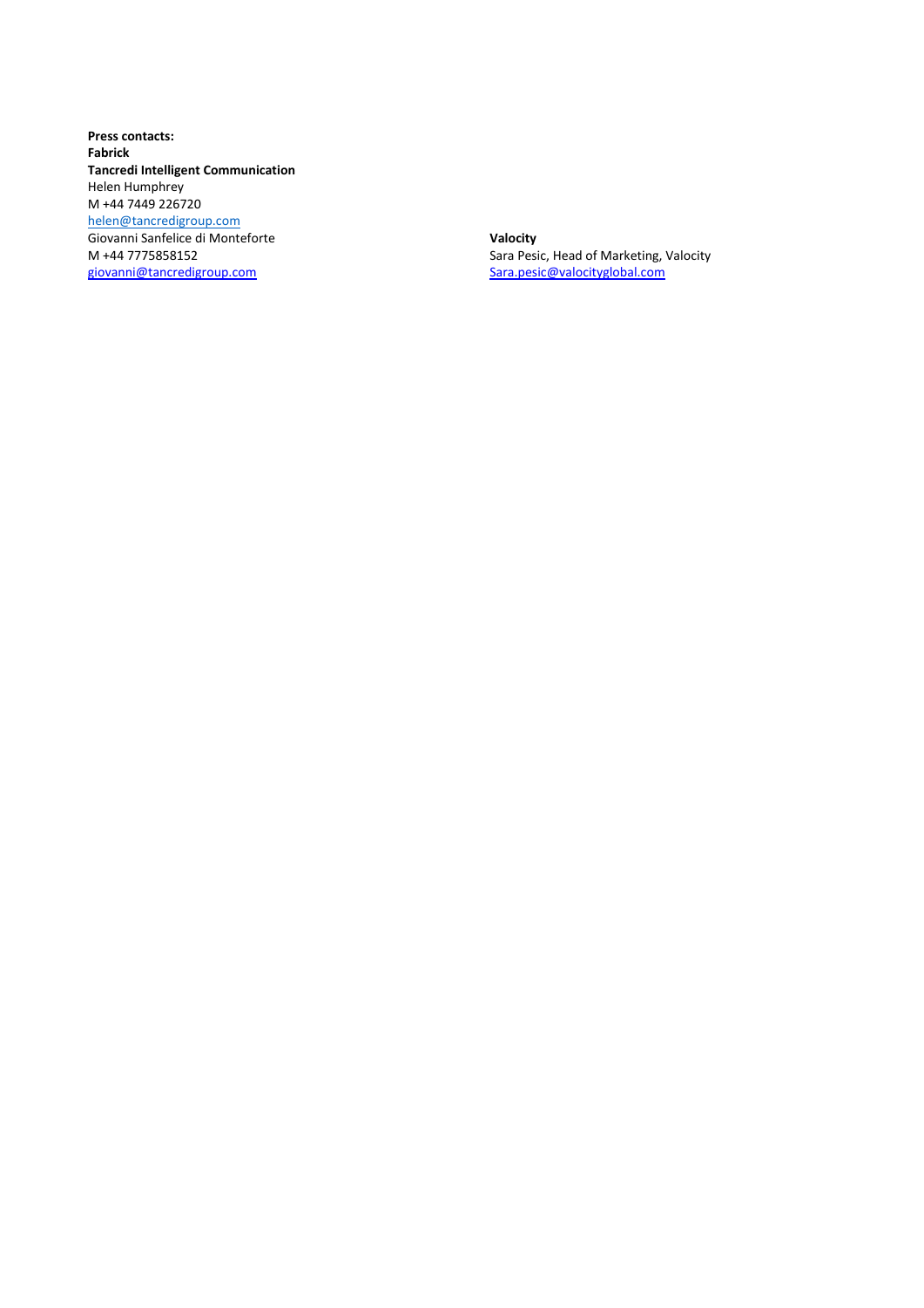**Press contacts:**

**Fabrick**

**Tancredi Intelligent Communication**

Helen Humphrey
M +44 7449 226720
helen@tancredigroup.com

Giovanni Sanfelice di Monteforte
M +44 7775858152
giovanni@tancredigroup.com

**Valocity**

Sara Pesic, Head of Marketing, Valocity
Sara.pesic@valocityglobal.com